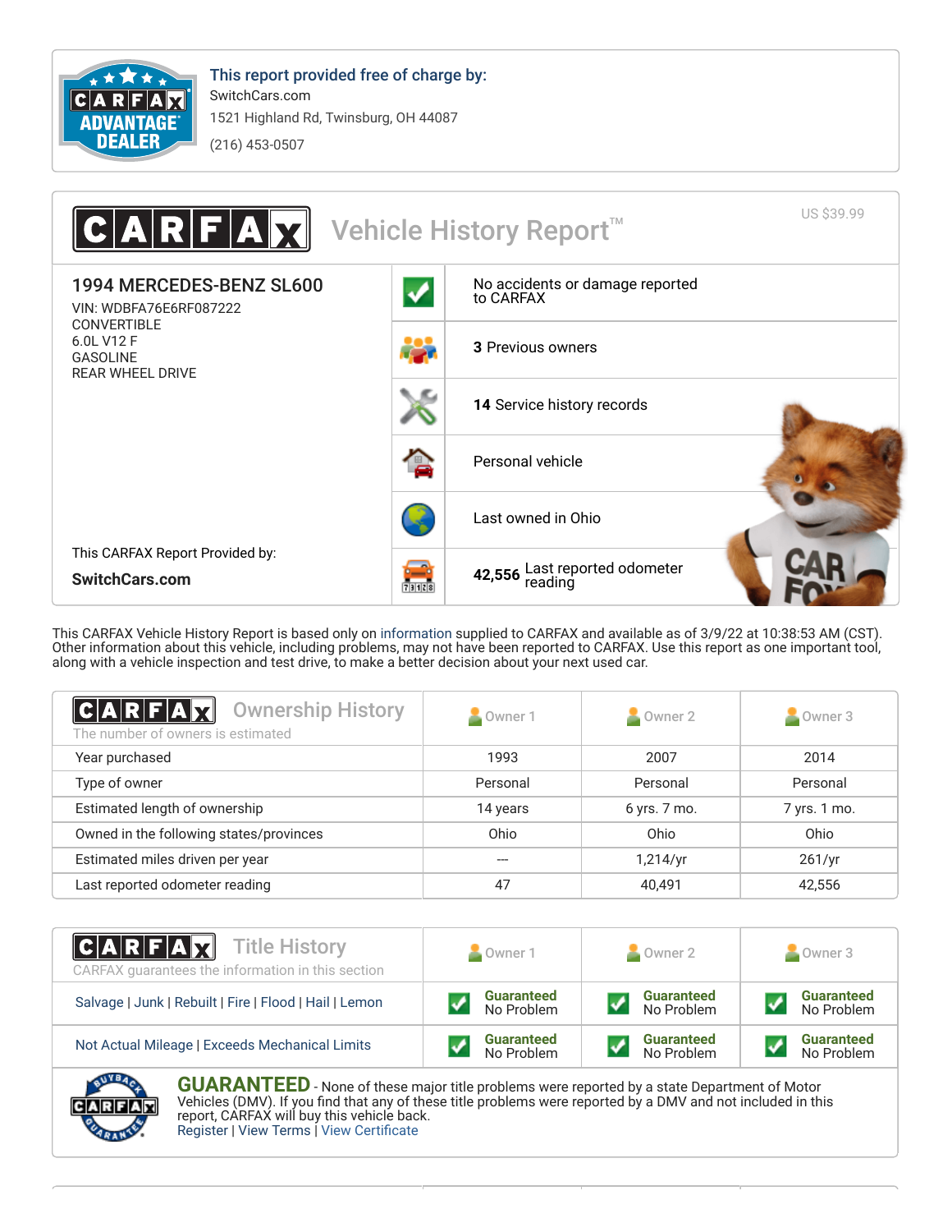**This report provided free of charge by:**
SwitchCars.com
1521 Highland Rd, Twinsburg, OH 44087
(216) 453-0507

# CARFAX Vehicle History Report™

US $39.99

## 1994 MERCEDES-BENZ SL600

VIN: WDBFA76E6RF087222
CONVERTIBLE
6.0L V12 F
GASOLINE
REAR WHEEL DRIVE

- No accidents or damage reported to CARFAX
- **3** Previous owners
- **14** Service history records
- Personal vehicle
- Last owned in Ohio
- **42,556** Last reported odometer reading

This CARFAX Report Provided by:
**SwitchCars.com**

This CARFAX Vehicle History Report is based only on information supplied to CARFAX and available as of 3/9/22 at 10:38:53 AM (CST). Other information about this vehicle, including problems, may not have been reported to CARFAX. Use this report as one important tool, along with a vehicle inspection and test drive, to make a better decision about your next used car.

## Ownership History

The number of owners is estimated

| | Owner 1 | Owner 2 | Owner 3 |
|---|---|---|---|
| Year purchased | 1993 | 2007 | 2014 |
| Type of owner | Personal | Personal | Personal |
| Estimated length of ownership | 14 years | 6 yrs. 7 mo. | 7 yrs. 1 mo. |
| Owned in the following states/provinces | Ohio | Ohio | Ohio |
| Estimated miles driven per year | --- | 1,214/yr | 261/yr |
| Last reported odometer reading | 47 | 40,491 | 42,556 |

## Title History

CARFAX guarantees the information in this section

| | Owner 1 | Owner 2 | Owner 3 |
|---|---|---|---|
| Salvage \| Junk \| Rebuilt \| Fire \| Flood \| Hail \| Lemon | Guaranteed No Problem | Guaranteed No Problem | Guaranteed No Problem |
| Not Actual Mileage \| Exceeds Mechanical Limits | Guaranteed No Problem | Guaranteed No Problem | Guaranteed No Problem |

**GUARANTEED** - None of these major title problems were reported by a state Department of Motor Vehicles (DMV). If you find that any of these title problems were reported by a DMV and not included in this report, CARFAX will buy this vehicle back.
Register | View Terms | View Certificate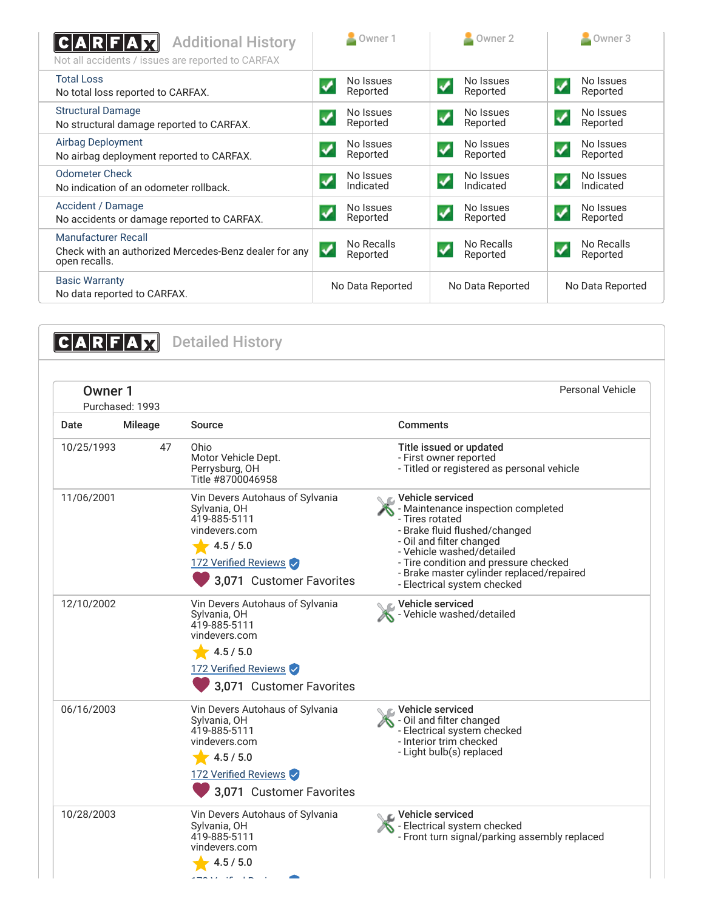## CARFAX Additional History

Not all accidents / issues are reported to CARFAX

| | Owner 1 | Owner 2 | Owner 3 |
|---|---|---|---|
| Total Loss<br>No total loss reported to CARFAX. | No Issues Reported | No Issues Reported | No Issues Reported |
| Structural Damage<br>No structural damage reported to CARFAX. | No Issues Reported | No Issues Reported | No Issues Reported |
| Airbag Deployment<br>No airbag deployment reported to CARFAX. | No Issues Reported | No Issues Reported | No Issues Reported |
| Odometer Check<br>No indication of an odometer rollback. | No Issues Indicated | No Issues Indicated | No Issues Indicated |
| Accident / Damage<br>No accidents or damage reported to CARFAX. | No Issues Reported | No Issues Reported | No Issues Reported |
| Manufacturer Recall<br>Check with an authorized Mercedes-Benz dealer for any open recalls. | No Recalls Reported | No Recalls Reported | No Recalls Reported |
| Basic Warranty<br>No data reported to CARFAX. | No Data Reported | No Data Reported | No Data Reported |

## CARFAX Detailed History

### Owner 1

Purchased: 1993

Personal Vehicle

| Date | Mileage | Source | Comments |
|---|---|---|---|
| 10/25/1993 | 47 | Ohio<br>Motor Vehicle Dept.<br>Perrysburg, OH<br>Title #8700046958 | **Title issued or updated**<br>- First owner reported<br>- Titled or registered as personal vehicle |
| 11/06/2001 | | Vin Devers Autohaus of Sylvania<br>Sylvania, OH<br>419-885-5111<br>vindevers.com<br>4.5 / 5.0<br>172 Verified Reviews<br>3,071 Customer Favorites | **Vehicle serviced**<br>- Maintenance inspection completed<br>- Tires rotated<br>- Brake fluid flushed/changed<br>- Oil and filter changed<br>- Vehicle washed/detailed<br>- Tire condition and pressure checked<br>- Brake master cylinder replaced/repaired<br>- Electrical system checked |
| 12/10/2002 | | Vin Devers Autohaus of Sylvania<br>Sylvania, OH<br>419-885-5111<br>vindevers.com<br>4.5 / 5.0<br>172 Verified Reviews<br>3,071 Customer Favorites | **Vehicle serviced**<br>- Vehicle washed/detailed |
| 06/16/2003 | | Vin Devers Autohaus of Sylvania<br>Sylvania, OH<br>419-885-5111<br>vindevers.com<br>4.5 / 5.0<br>172 Verified Reviews<br>3,071 Customer Favorites | **Vehicle serviced**<br>- Oil and filter changed<br>- Electrical system checked<br>- Interior trim checked<br>- Light bulb(s) replaced |
| 10/28/2003 | | Vin Devers Autohaus of Sylvania<br>Sylvania, OH<br>419-885-5111<br>vindevers.com<br>4.5 / 5.0 | **Vehicle serviced**<br>- Electrical system checked<br>- Front turn signal/parking assembly replaced |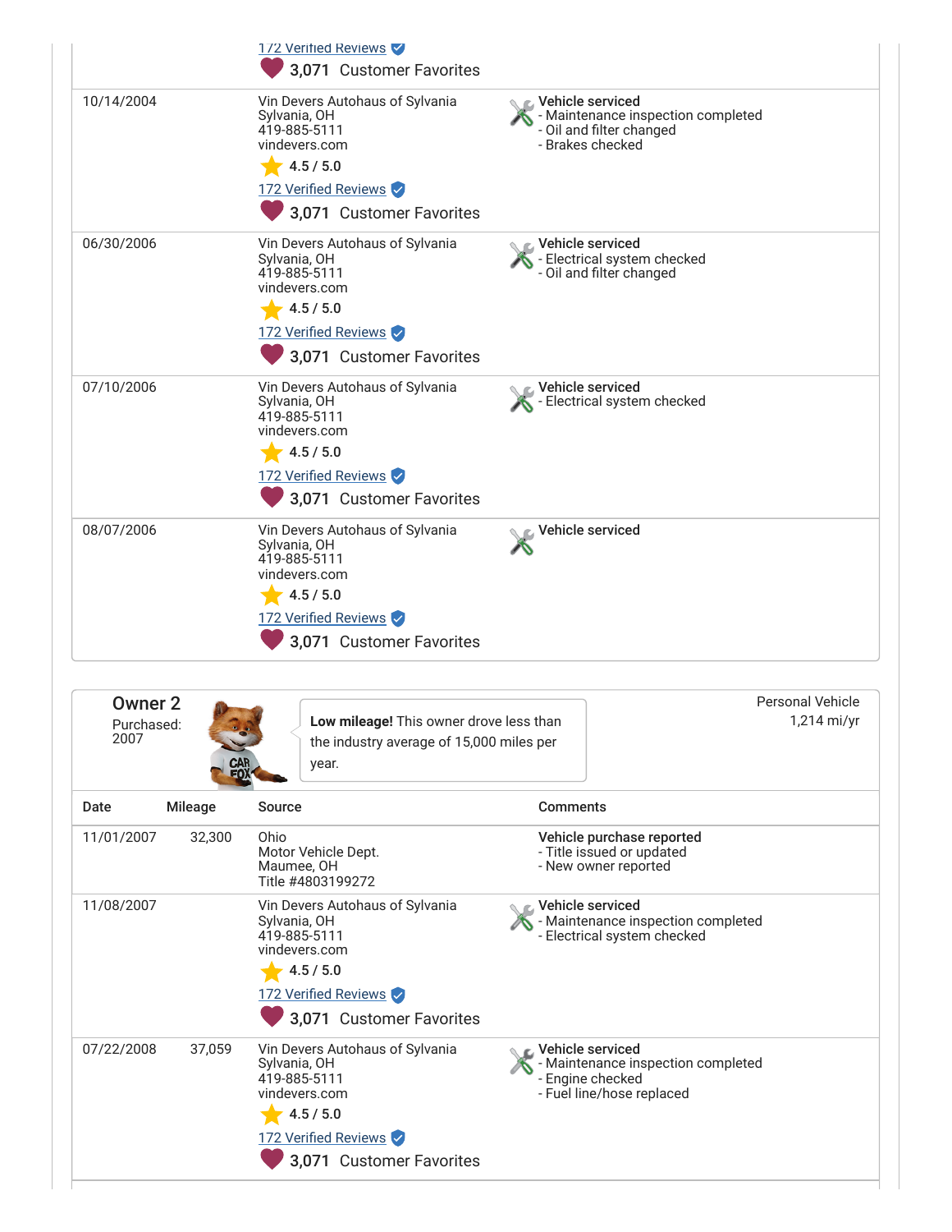| Date | Mileage | Source | Comments |
|---|---|---|---|
| | | 172 Verified Reviews<br>3,071 Customer Favorites | |
| 10/14/2004 | | Vin Devers Autohaus of Sylvania<br>Sylvania, OH<br>419-885-5111<br>vindevers.com<br>4.5 / 5.0<br>172 Verified Reviews<br>3,071 Customer Favorites | **Vehicle serviced**<br>- Maintenance inspection completed<br>- Oil and filter changed<br>- Brakes checked |
| 06/30/2006 | | Vin Devers Autohaus of Sylvania<br>Sylvania, OH<br>419-885-5111<br>vindevers.com<br>4.5 / 5.0<br>172 Verified Reviews<br>3,071 Customer Favorites | **Vehicle serviced**<br>- Electrical system checked<br>- Oil and filter changed |
| 07/10/2006 | | Vin Devers Autohaus of Sylvania<br>Sylvania, OH<br>419-885-5111<br>vindevers.com<br>4.5 / 5.0<br>172 Verified Reviews<br>3,071 Customer Favorites | **Vehicle serviced**<br>- Electrical system checked |
| 08/07/2006 | | Vin Devers Autohaus of Sylvania<br>Sylvania, OH<br>419-885-5111<br>vindevers.com<br>4.5 / 5.0<br>172 Verified Reviews<br>3,071 Customer Favorites | **Vehicle serviced** |

## Owner 2

Purchased: 2007

**Low mileage!** This owner drove less than the industry average of 15,000 miles per year.

Personal Vehicle
1,214 mi/yr

| Date | Mileage | Source | Comments |
|---|---|---|---|
| 11/01/2007 | 32,300 | Ohio<br>Motor Vehicle Dept.<br>Maumee, OH<br>Title #4803199272 | **Vehicle purchase reported**<br>- Title issued or updated<br>- New owner reported |
| 11/08/2007 | | Vin Devers Autohaus of Sylvania<br>Sylvania, OH<br>419-885-5111<br>vindevers.com<br>4.5 / 5.0<br>172 Verified Reviews<br>3,071 Customer Favorites | **Vehicle serviced**<br>- Maintenance inspection completed<br>- Electrical system checked |
| 07/22/2008 | 37,059 | Vin Devers Autohaus of Sylvania<br>Sylvania, OH<br>419-885-5111<br>vindevers.com<br>4.5 / 5.0<br>172 Verified Reviews<br>3,071 Customer Favorites | **Vehicle serviced**<br>- Maintenance inspection completed<br>- Engine checked<br>- Fuel line/hose replaced |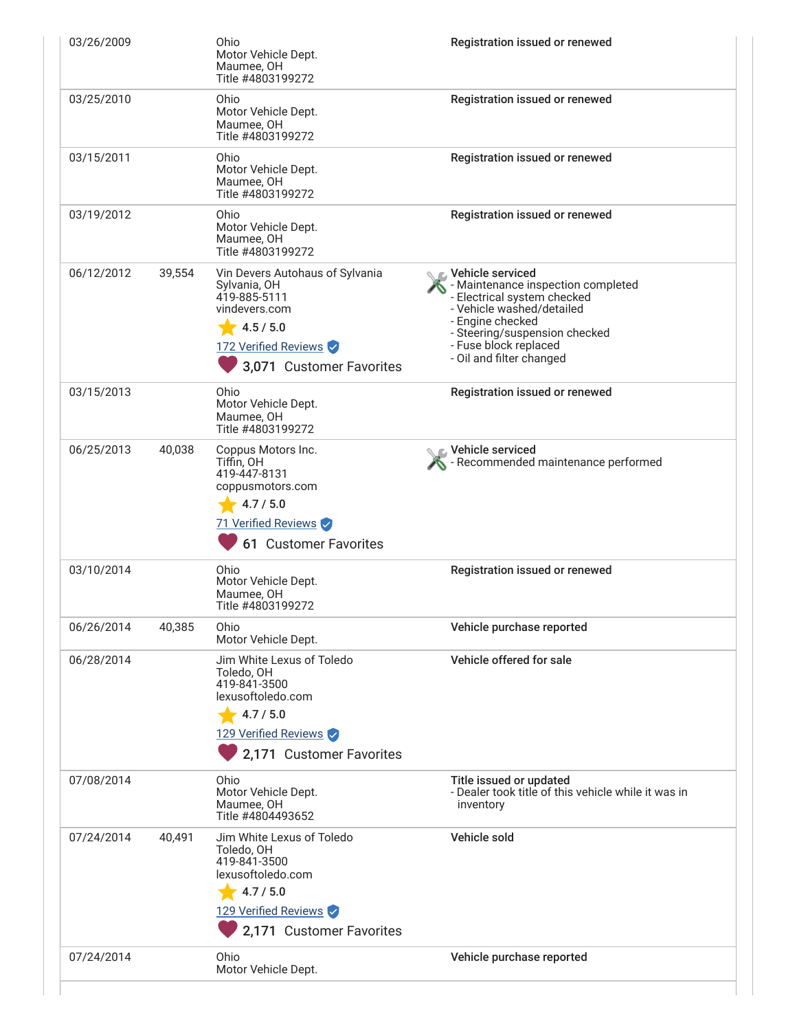| Date | Mileage | Source | Comments |
| --- | --- | --- | --- |
| 03/26/2009 | | Ohio<br>Motor Vehicle Dept.<br>Maumee, OH<br>Title #4803199272 | **Registration issued or renewed** |
| 03/25/2010 | | Ohio<br>Motor Vehicle Dept.<br>Maumee, OH<br>Title #4803199272 | **Registration issued or renewed** |
| 03/15/2011 | | Ohio<br>Motor Vehicle Dept.<br>Maumee, OH<br>Title #4803199272 | **Registration issued or renewed** |
| 03/19/2012 | | Ohio<br>Motor Vehicle Dept.<br>Maumee, OH<br>Title #4803199272 | **Registration issued or renewed** |
| 06/12/2012 | 39,554 | Vin Devers Autohaus of Sylvania<br>Sylvania, OH<br>419-885-5111<br>vindevers.com<br>4.5 / 5.0<br>172 Verified Reviews<br>3,071 Customer Favorites | **Vehicle serviced**<br>- Maintenance inspection completed<br>- Electrical system checked<br>- Vehicle washed/detailed<br>- Engine checked<br>- Steering/suspension checked<br>- Fuse block replaced<br>- Oil and filter changed |
| 03/15/2013 | | Ohio<br>Motor Vehicle Dept.<br>Maumee, OH<br>Title #4803199272 | **Registration issued or renewed** |
| 06/25/2013 | 40,038 | Coppus Motors Inc.<br>Tiffin, OH<br>419-447-8131<br>coppusmotors.com<br>4.7 / 5.0<br>71 Verified Reviews<br>61 Customer Favorites | **Vehicle serviced**<br>- Recommended maintenance performed |
| 03/10/2014 | | Ohio<br>Motor Vehicle Dept.<br>Maumee, OH<br>Title #4803199272 | **Registration issued or renewed** |
| 06/26/2014 | 40,385 | Ohio<br>Motor Vehicle Dept. | **Vehicle purchase reported** |
| 06/28/2014 | | Jim White Lexus of Toledo<br>Toledo, OH<br>419-841-3500<br>lexusoftoledo.com<br>4.7 / 5.0<br>129 Verified Reviews<br>2,171 Customer Favorites | **Vehicle offered for sale** |
| 07/08/2014 | | Ohio<br>Motor Vehicle Dept.<br>Maumee, OH<br>Title #4804493652 | **Title issued or updated**<br>- Dealer took title of this vehicle while it was in inventory |
| 07/24/2014 | 40,491 | Jim White Lexus of Toledo<br>Toledo, OH<br>419-841-3500<br>lexusoftoledo.com<br>4.7 / 5.0<br>129 Verified Reviews<br>2,171 Customer Favorites | **Vehicle sold** |
| 07/24/2014 | | Ohio<br>Motor Vehicle Dept. | **Vehicle purchase reported** |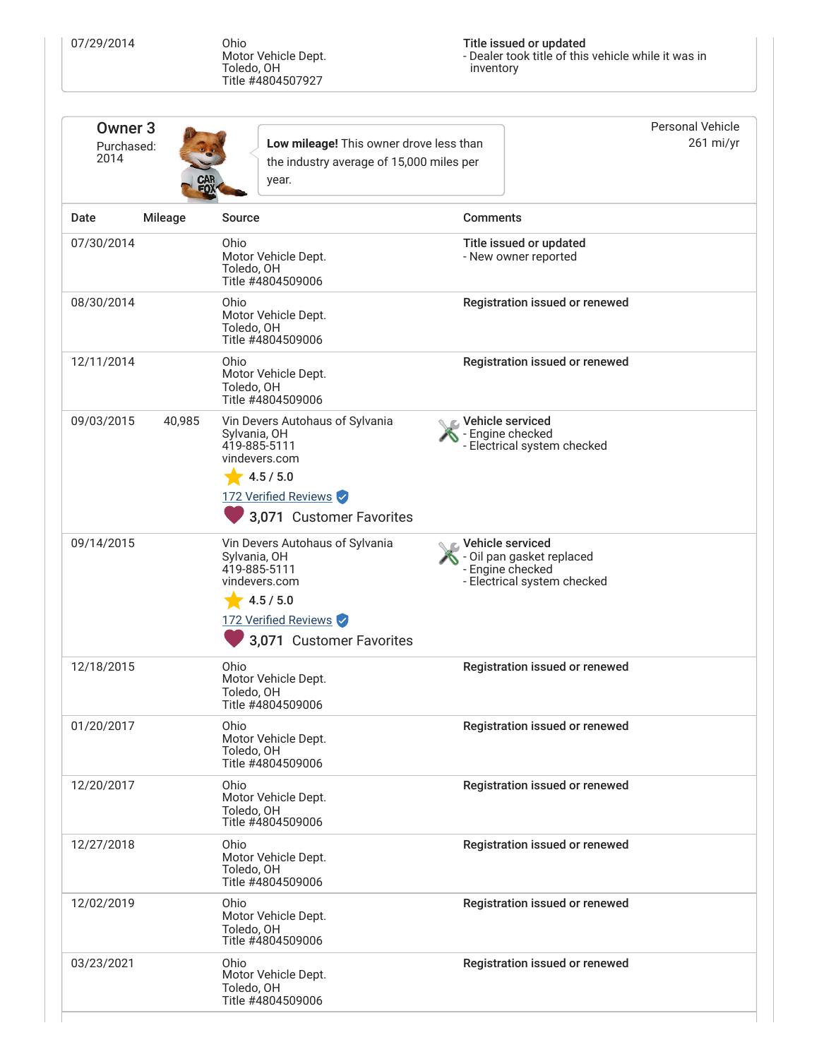| | | | |
|---|---|---|---|
| 07/29/2014 | | Ohio<br>Motor Vehicle Dept.<br>Toledo, OH<br>Title #4804507927 | **Title issued or updated**<br>- Dealer took title of this vehicle while it was in inventory |

## Owner 3

Purchased: 2014

**Low mileage!** This owner drove less than the industry average of 15,000 miles per year.

Personal Vehicle
261 mi/yr

| Date | Mileage | Source | Comments |
|---|---|---|---|
| 07/30/2014 | | Ohio<br>Motor Vehicle Dept.<br>Toledo, OH<br>Title #4804509006 | **Title issued or updated**<br>- New owner reported |
| 08/30/2014 | | Ohio<br>Motor Vehicle Dept.<br>Toledo, OH<br>Title #4804509006 | **Registration issued or renewed** |
| 12/11/2014 | | Ohio<br>Motor Vehicle Dept.<br>Toledo, OH<br>Title #4804509006 | **Registration issued or renewed** |
| 09/03/2015 | 40,985 | Vin Devers Autohaus of Sylvania<br>Sylvania, OH<br>419-885-5111<br>vindevers.com<br>4.5 / 5.0<br>172 Verified Reviews<br>3,071 Customer Favorites | **Vehicle serviced**<br>- Engine checked<br>- Electrical system checked |
| 09/14/2015 | | Vin Devers Autohaus of Sylvania<br>Sylvania, OH<br>419-885-5111<br>vindevers.com<br>4.5 / 5.0<br>172 Verified Reviews<br>3,071 Customer Favorites | **Vehicle serviced**<br>- Oil pan gasket replaced<br>- Engine checked<br>- Electrical system checked |
| 12/18/2015 | | Ohio<br>Motor Vehicle Dept.<br>Toledo, OH<br>Title #4804509006 | **Registration issued or renewed** |
| 01/20/2017 | | Ohio<br>Motor Vehicle Dept.<br>Toledo, OH<br>Title #4804509006 | **Registration issued or renewed** |
| 12/20/2017 | | Ohio<br>Motor Vehicle Dept.<br>Toledo, OH<br>Title #4804509006 | **Registration issued or renewed** |
| 12/27/2018 | | Ohio<br>Motor Vehicle Dept.<br>Toledo, OH<br>Title #4804509006 | **Registration issued or renewed** |
| 12/02/2019 | | Ohio<br>Motor Vehicle Dept.<br>Toledo, OH<br>Title #4804509006 | **Registration issued or renewed** |
| 03/23/2021 | | Ohio<br>Motor Vehicle Dept.<br>Toledo, OH<br>Title #4804509006 | **Registration issued or renewed** |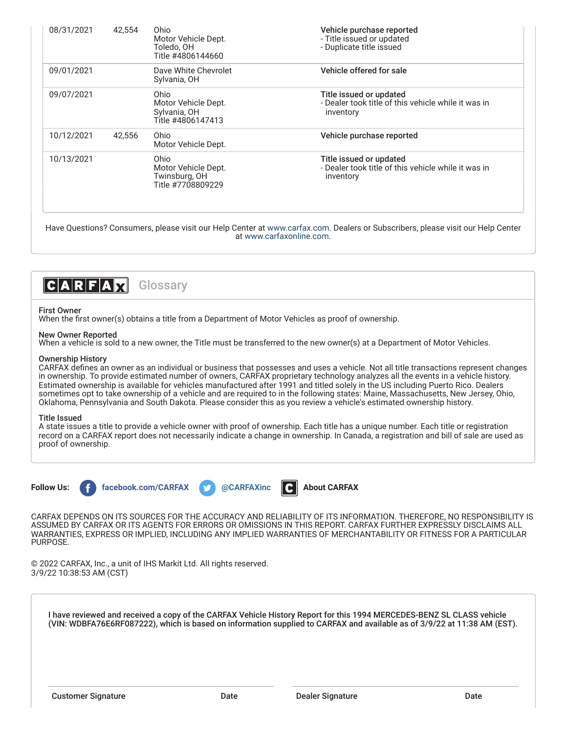| | | | |
|---|---|---|---|
| 08/31/2021 | 42,554 | Ohio<br>Motor Vehicle Dept.<br>Toledo, OH<br>Title #4806144660 | **Vehicle purchase reported**<br>- Title issued or updated<br>- Duplicate title issued |
| 09/01/2021 | | Dave White Chevrolet<br>Sylvania, OH | **Vehicle offered for sale** |
| 09/07/2021 | | Ohio<br>Motor Vehicle Dept.<br>Sylvania, OH<br>Title #4806147413 | **Title issued or updated**<br>- Dealer took title of this vehicle while it was in inventory |
| 10/12/2021 | 42,556 | Ohio<br>Motor Vehicle Dept. | **Vehicle purchase reported** |
| 10/13/2021 | | Ohio<br>Motor Vehicle Dept.<br>Twinsburg, OH<br>Title #7708809229 | **Title issued or updated**<br>- Dealer took title of this vehicle while it was in inventory |

Have Questions? Consumers, please visit our Help Center at www.carfax.com. Dealers or Subscribers, please visit our Help Center at www.carfaxonline.com.

## CARFAX Glossary

**First Owner**
When the first owner(s) obtains a title from a Department of Motor Vehicles as proof of ownership.

**New Owner Reported**
When a vehicle is sold to a new owner, the Title must be transferred to the new owner(s) at a Department of Motor Vehicles.

**Ownership History**
CARFAX defines an owner as an individual or business that possesses and uses a vehicle. Not all title transactions represent changes in ownership. To provide estimated number of owners, CARFAX proprietary technology analyzes all the events in a vehicle history. Estimated ownership is available for vehicles manufactured after 1991 and titled solely in the US including Puerto Rico. Dealers sometimes opt to take ownership of a vehicle and are required to in the following states: Maine, Massachusetts, New Jersey, Ohio, Oklahoma, Pennsylvania and South Dakota. Please consider this as you review a vehicle's estimated ownership history.

**Title Issued**
A state issues a title to provide a vehicle owner with proof of ownership. Each title has a unique number. Each title or registration record on a CARFAX report does not necessarily indicate a change in ownership. In Canada, a registration and bill of sale are used as proof of ownership.

**Follow Us:** facebook.com/CARFAX @CARFAXinc About CARFAX

CARFAX DEPENDS ON ITS SOURCES FOR THE ACCURACY AND RELIABILITY OF ITS INFORMATION. THEREFORE, NO RESPONSIBILITY IS ASSUMED BY CARFAX OR ITS AGENTS FOR ERRORS OR OMISSIONS IN THIS REPORT. CARFAX FURTHER EXPRESSLY DISCLAIMS ALL WARRANTIES, EXPRESS OR IMPLIED, INCLUDING ANY IMPLIED WARRANTIES OF MERCHANTABILITY OR FITNESS FOR A PARTICULAR PURPOSE.

© 2022 CARFAX, Inc., a unit of IHS Markit Ltd. All rights reserved.
3/9/22 10:38:53 AM (CST)

**I have reviewed and received a copy of the CARFAX Vehicle History Report for this 1994 MERCEDES-BENZ SL CLASS vehicle (VIN: WDBFA76E6RF087222), which is based on information supplied to CARFAX and available as of 3/9/22 at 11:38 AM (EST).**

**Customer Signature** **Date** **Dealer Signature** **Date**